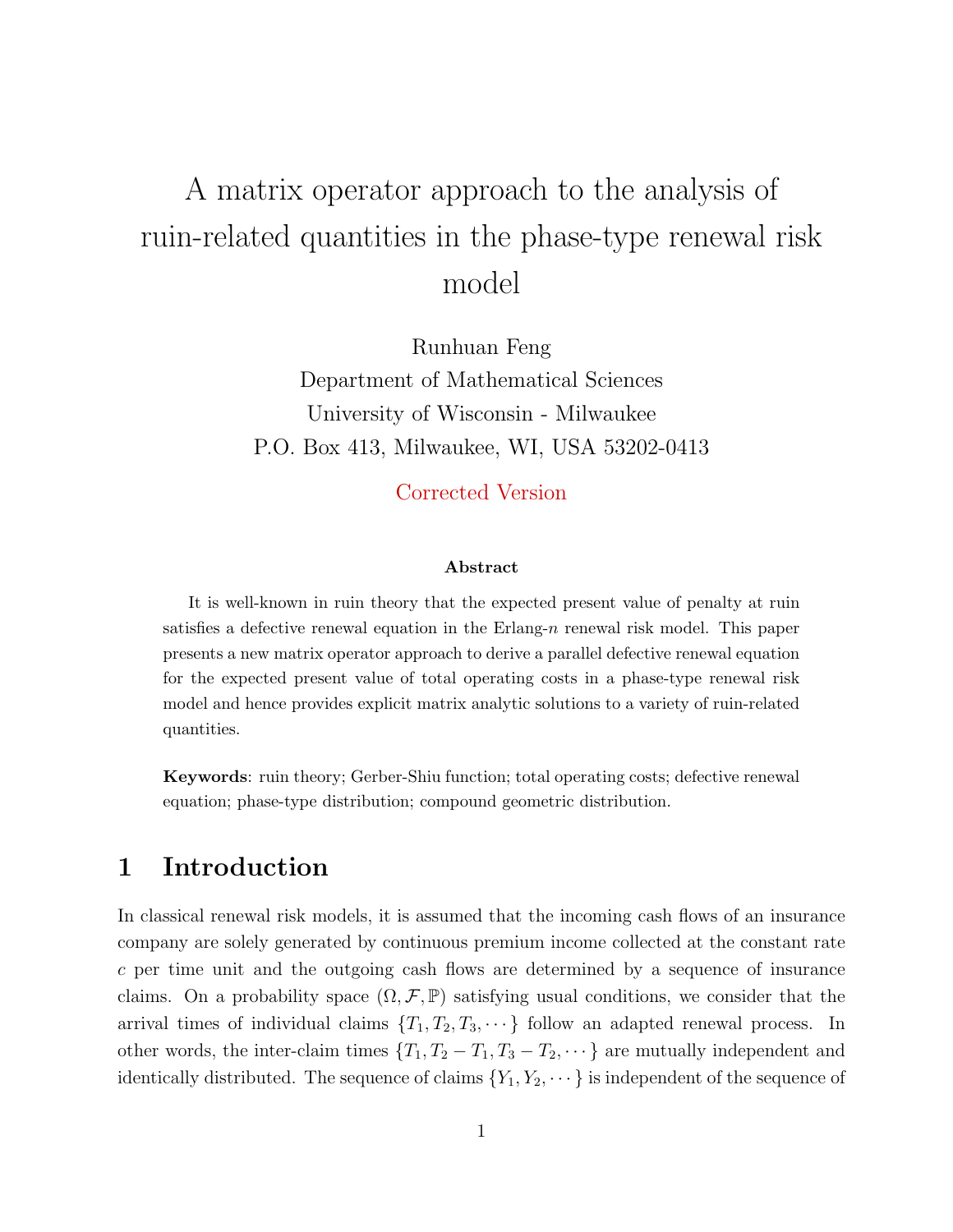# A matrix operator approach to the analysis of ruin-related quantities in the phase-type renewal risk model

Runhuan Feng
Department of Mathematical Sciences
University of Wisconsin - Milwaukee
P.O. Box 413, Milwaukee, WI, USA 53202-0413

Corrected Version

### Abstract

It is well-known in ruin theory that the expected present value of penalty at ruin satisfies a defective renewal equation in the Erlang-$n$ renewal risk model. This paper presents a new matrix operator approach to derive a parallel defective renewal equation for the expected present value of total operating costs in a phase-type renewal risk model and hence provides explicit matrix analytic solutions to a variety of ruin-related quantities.

**Keywords**: ruin theory; Gerber-Shiu function; total operating costs; defective renewal equation; phase-type distribution; compound geometric distribution.

## 1 Introduction

In classical renewal risk models, it is assumed that the incoming cash flows of an insurance company are solely generated by continuous premium income collected at the constant rate $c$ per time unit and the outgoing cash flows are determined by a sequence of insurance claims. On a probability space $(\Omega, \mathcal{F}, \mathbb{P})$ satisfying usual conditions, we consider that the arrival times of individual claims $\{T_1, T_2, T_3, \cdots\}$ follow an adapted renewal process. In other words, the inter-claim times $\{T_1, T_2 - T_1, T_3 - T_2, \cdots\}$ are mutually independent and identically distributed. The sequence of claims $\{Y_1, Y_2, \cdots\}$ is independent of the sequence of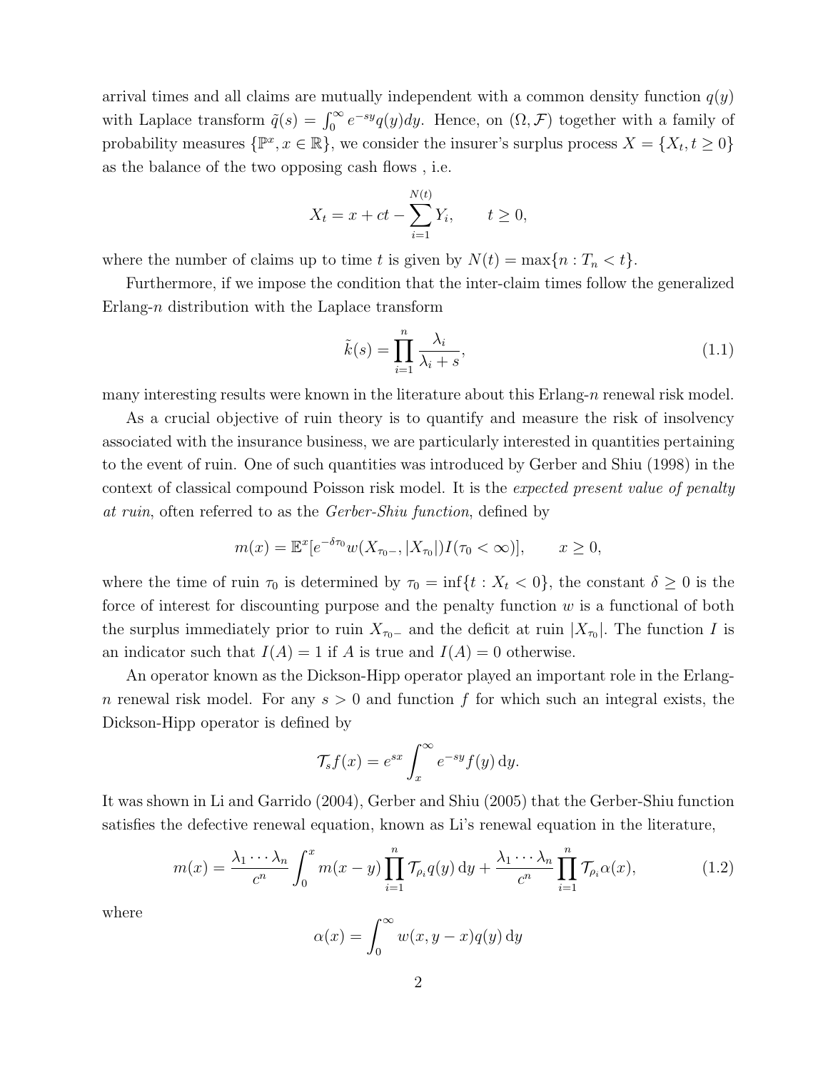arrival times and all claims are mutually independent with a common density function $q(y)$ with Laplace transform $\tilde{q}(s) = \int_0^\infty e^{-sy} q(y) dy$. Hence, on $(\Omega, \mathcal{F})$ together with a family of probability measures $\{\mathbb{P}^x, x \in \mathbb{R}\}$, we consider the insurer's surplus process $X = \{X_t, t \geq 0\}$ as the balance of the two opposing cash flows , i.e.

$$X_t = x + ct - \sum_{i=1}^{N(t)} Y_i, \qquad t \geq 0,$$

where the number of claims up to time $t$ is given by $N(t) = \max\{n : T_n < t\}$.

Furthermore, if we impose the condition that the inter-claim times follow the generalized Erlang-$n$ distribution with the Laplace transform

$$\tilde{k}(s) = \prod_{i=1}^{n} \frac{\lambda_i}{\lambda_i + s}, \tag{1.1}$$

many interesting results were known in the literature about this Erlang-$n$ renewal risk model.

As a crucial objective of ruin theory is to quantify and measure the risk of insolvency associated with the insurance business, we are particularly interested in quantities pertaining to the event of ruin. One of such quantities was introduced by Gerber and Shiu (1998) in the context of classical compound Poisson risk model. It is the *expected present value of penalty at ruin*, often referred to as the *Gerber-Shiu function*, defined by

$$m(x) = \mathbb{E}^x[e^{-\delta\tau_0} w(X_{\tau_0 -}, |X_{\tau_0}|) I(\tau_0 < \infty)], \qquad x \geq 0,$$

where the time of ruin $\tau_0$ is determined by $\tau_0 = \inf\{t : X_t < 0\}$, the constant $\delta \geq 0$ is the force of interest for discounting purpose and the penalty function $w$ is a functional of both the surplus immediately prior to ruin $X_{\tau_0 -}$ and the deficit at ruin $|X_{\tau_0}|$. The function $I$ is an indicator such that $I(A) = 1$ if $A$ is true and $I(A) = 0$ otherwise.

An operator known as the Dickson-Hipp operator played an important role in the Erlang-$n$ renewal risk model. For any $s > 0$ and function $f$ for which such an integral exists, the Dickson-Hipp operator is defined by

$$\mathcal{T}_s f(x) = e^{sx} \int_x^\infty e^{-sy} f(y) \, \mathrm{d}y.$$

It was shown in Li and Garrido (2004), Gerber and Shiu (2005) that the Gerber-Shiu function satisfies the defective renewal equation, known as Li's renewal equation in the literature,

$$m(x) = \frac{\lambda_1 \cdots \lambda_n}{c^n} \int_0^x m(x-y) \prod_{i=1}^{n} \mathcal{T}_{\rho_i} q(y) \, \mathrm{d}y + \frac{\lambda_1 \cdots \lambda_n}{c^n} \prod_{i=1}^{n} \mathcal{T}_{\rho_i} \alpha(x), \tag{1.2}$$

where

$$\alpha(x) = \int_0^\infty w(x, y-x) q(y) \, \mathrm{d}y$$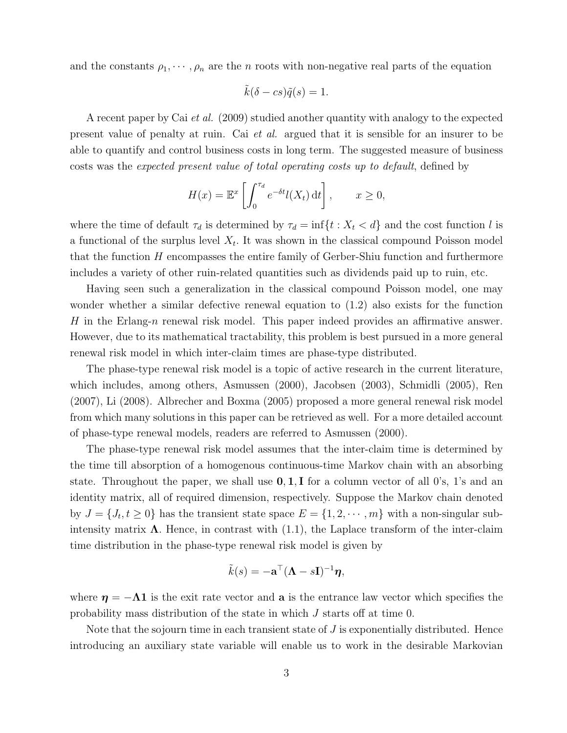and the constants $\rho_1, \cdots, \rho_n$ are the $n$ roots with non-negative real parts of the equation

$$\tilde{k}(\delta - cs)\tilde{q}(s) = 1.$$

A recent paper by Cai *et al.* (2009) studied another quantity with analogy to the expected present value of penalty at ruin. Cai *et al.* argued that it is sensible for an insurer to be able to quantify and control business costs in long term. The suggested measure of business costs was the *expected present value of total operating costs up to default*, defined by

$$H(x) = \mathbb{E}^x \left[ \int_0^{\tau_d} e^{-\delta t} l(X_t) \, \mathrm{d}t \right], \qquad x \geq 0,$$

where the time of default $\tau_d$ is determined by $\tau_d = \inf\{t : X_t < d\}$ and the cost function $l$ is a functional of the surplus level $X_t$. It was shown in the classical compound Poisson model that the function $H$ encompasses the entire family of Gerber-Shiu function and furthermore includes a variety of other ruin-related quantities such as dividends paid up to ruin, etc.

Having seen such a generalization in the classical compound Poisson model, one may wonder whether a similar defective renewal equation to (1.2) also exists for the function $H$ in the Erlang-$n$ renewal risk model. This paper indeed provides an affirmative answer. However, due to its mathematical tractability, this problem is best pursued in a more general renewal risk model in which inter-claim times are phase-type distributed.

The phase-type renewal risk model is a topic of active research in the current literature, which includes, among others, Asmussen (2000), Jacobsen (2003), Schmidli (2005), Ren (2007), Li (2008). Albrecher and Boxma (2005) proposed a more general renewal risk model from which many solutions in this paper can be retrieved as well. For a more detailed account of phase-type renewal models, readers are referred to Asmussen (2000).

The phase-type renewal risk model assumes that the inter-claim time is determined by the time till absorption of a homogenous continuous-time Markov chain with an absorbing state. Throughout the paper, we shall use $\mathbf{0}, \mathbf{1}, \mathbf{I}$ for a column vector of all 0's, 1's and an identity matrix, all of required dimension, respectively. Suppose the Markov chain denoted by $J = \{J_t, t \geq 0\}$ has the transient state space $E = \{1, 2, \cdots, m\}$ with a non-singular sub-intensity matrix $\mathbf{\Lambda}$. Hence, in contrast with (1.1), the Laplace transform of the inter-claim time distribution in the phase-type renewal risk model is given by

$$\tilde{k}(s) = -\mathbf{a}^\top (\mathbf{\Lambda} - s\mathbf{I})^{-1} \boldsymbol{\eta},$$

where $\boldsymbol{\eta} = -\mathbf{\Lambda}\mathbf{1}$ is the exit rate vector and $\mathbf{a}$ is the entrance law vector which specifies the probability mass distribution of the state in which $J$ starts off at time 0.

Note that the sojourn time in each transient state of $J$ is exponentially distributed. Hence introducing an auxiliary state variable will enable us to work in the desirable Markovian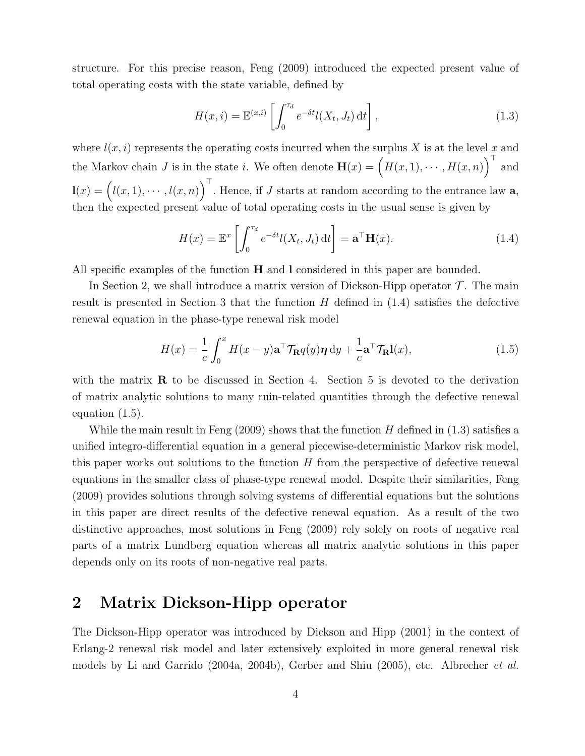structure. For this precise reason, Feng (2009) introduced the expected present value of total operating costs with the state variable, defined by

$$
H(x,i) = \mathbb{E}^{(x,i)}\left[\int_0^{\tau_d} e^{-\delta t} l(X_t, J_t)\,\mathrm{d}t\right], \tag{1.3}
$$

where $l(x,i)$ represents the operating costs incurred when the surplus $X$ is at the level $x$ and the Markov chain $J$ is in the state $i$. We often denote $\mathbf{H}(x) = \Big(H(x,1),\cdots,H(x,n)\Big)^\top$ and $\mathbf{l}(x) = \Big(l(x,1),\cdots,l(x,n)\Big)^\top$. Hence, if $J$ starts at random according to the entrance law $\mathbf{a}$, then the expected present value of total operating costs in the usual sense is given by

$$
H(x) = \mathbb{E}^{x}\left[\int_0^{\tau_d} e^{-\delta t} l(X_t, J_t)\,\mathrm{d}t\right] = \mathbf{a}^\top \mathbf{H}(x). \tag{1.4}
$$

All specific examples of the function $\mathbf{H}$ and $\mathbf{l}$ considered in this paper are bounded.

In Section 2, we shall introduce a matrix version of Dickson-Hipp operator $\mathcal{T}$. The main result is presented in Section 3 that the function $H$ defined in (1.4) satisfies the defective renewal equation in the phase-type renewal risk model

$$
H(x) = \frac{1}{c}\int_0^x H(x-y)\mathbf{a}^\top \mathcal{T}_{\mathbf{R}} q(y)\boldsymbol{\eta}\,\mathrm{d}y + \frac{1}{c}\mathbf{a}^\top \mathcal{T}_{\mathbf{R}}\mathbf{l}(x), \tag{1.5}
$$

with the matrix $\mathbf{R}$ to be discussed in Section 4. Section 5 is devoted to the derivation of matrix analytic solutions to many ruin-related quantities through the defective renewal equation (1.5).

While the main result in Feng (2009) shows that the function $H$ defined in (1.3) satisfies a unified integro-differential equation in a general piecewise-deterministic Markov risk model, this paper works out solutions to the function $H$ from the perspective of defective renewal equations in the smaller class of phase-type renewal model. Despite their similarities, Feng (2009) provides solutions through solving systems of differential equations but the solutions in this paper are direct results of the defective renewal equation. As a result of the two distinctive approaches, most solutions in Feng (2009) rely solely on roots of negative real parts of a matrix Lundberg equation whereas all matrix analytic solutions in this paper depends only on its roots of non-negative real parts.

## 2 Matrix Dickson-Hipp operator

The Dickson-Hipp operator was introduced by Dickson and Hipp (2001) in the context of Erlang-2 renewal risk model and later extensively exploited in more general renewal risk models by Li and Garrido (2004a, 2004b), Gerber and Shiu (2005), etc. Albrecher *et al.*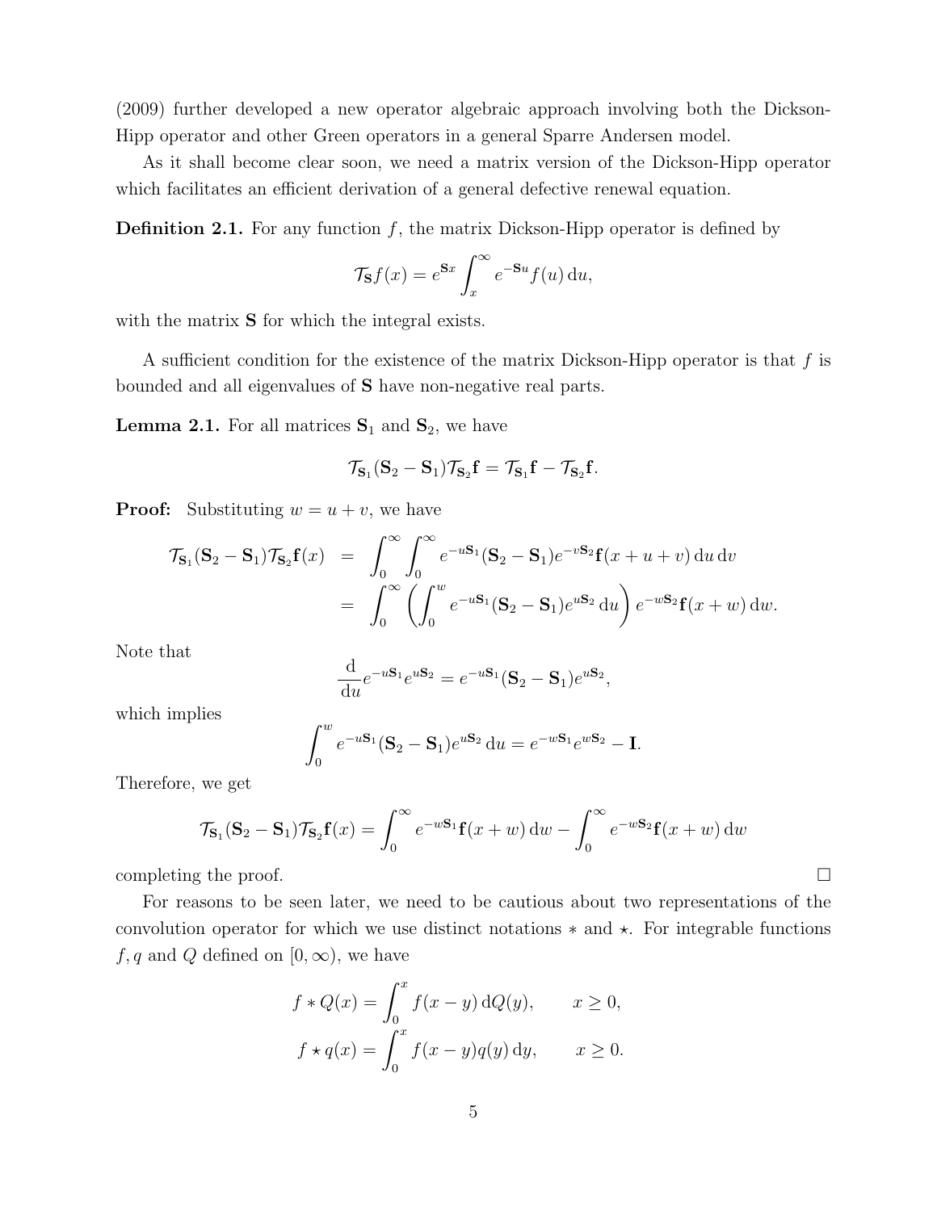(2009) further developed a new operator algebraic approach involving both the Dickson-Hipp operator and other Green operators in a general Sparre Andersen model.

As it shall become clear soon, we need a matrix version of the Dickson-Hipp operator which facilitates an efficient derivation of a general defective renewal equation.

**Definition 2.1.** For any function $f$, the matrix Dickson-Hipp operator is defined by

$$\mathcal{T}_{\mathbf{S}} f(x) = e^{\mathbf{S}x} \int_x^{\infty} e^{-\mathbf{S}u} f(u) \, \mathrm{d}u,$$

with the matrix $\mathbf{S}$ for which the integral exists.

A sufficient condition for the existence of the matrix Dickson-Hipp operator is that $f$ is bounded and all eigenvalues of $\mathbf{S}$ have non-negative real parts.

**Lemma 2.1.** For all matrices $\mathbf{S}_1$ and $\mathbf{S}_2$, we have

$$\mathcal{T}_{\mathbf{S}_1}(\mathbf{S}_2 - \mathbf{S}_1)\mathcal{T}_{\mathbf{S}_2}\mathbf{f} = \mathcal{T}_{\mathbf{S}_1}\mathbf{f} - \mathcal{T}_{\mathbf{S}_2}\mathbf{f}.$$

**Proof:** Substituting $w = u + v$, we have

$$\begin{aligned}
\mathcal{T}_{\mathbf{S}_1}(\mathbf{S}_2 - \mathbf{S}_1)\mathcal{T}_{\mathbf{S}_2}\mathbf{f}(x) &= \int_0^{\infty} \int_0^{\infty} e^{-u\mathbf{S}_1}(\mathbf{S}_2 - \mathbf{S}_1) e^{-v\mathbf{S}_2} \mathbf{f}(x + u + v) \, \mathrm{d}u \, \mathrm{d}v \\
&= \int_0^{\infty} \left( \int_0^{w} e^{-u\mathbf{S}_1}(\mathbf{S}_2 - \mathbf{S}_1) e^{u\mathbf{S}_2} \, \mathrm{d}u \right) e^{-w\mathbf{S}_2} \mathbf{f}(x + w) \, \mathrm{d}w.
\end{aligned}$$

Note that

$$\frac{\mathrm{d}}{\mathrm{d}u} e^{-u\mathbf{S}_1} e^{u\mathbf{S}_2} = e^{-u\mathbf{S}_1}(\mathbf{S}_2 - \mathbf{S}_1) e^{u\mathbf{S}_2},$$

which implies

$$\int_0^{w} e^{-u\mathbf{S}_1}(\mathbf{S}_2 - \mathbf{S}_1) e^{u\mathbf{S}_2} \, \mathrm{d}u = e^{-w\mathbf{S}_1} e^{w\mathbf{S}_2} - \mathbf{I}.$$

Therefore, we get

$$\mathcal{T}_{\mathbf{S}_1}(\mathbf{S}_2 - \mathbf{S}_1)\mathcal{T}_{\mathbf{S}_2}\mathbf{f}(x) = \int_0^{\infty} e^{-w\mathbf{S}_1} \mathbf{f}(x + w) \, \mathrm{d}w - \int_0^{\infty} e^{-w\mathbf{S}_2} \mathbf{f}(x + w) \, \mathrm{d}w$$

completing the proof. □

For reasons to be seen later, we need to be cautious about two representations of the convolution operator for which we use distinct notations $*$ and $\star$. For integrable functions $f, q$ and $Q$ defined on $[0, \infty)$, we have

$$\begin{aligned}
f * Q(x) &= \int_0^x f(x - y) \, \mathrm{d}Q(y), \qquad x \geq 0, \\
f \star q(x) &= \int_0^x f(x - y) q(y) \, \mathrm{d}y, \qquad x \geq 0.
\end{aligned}$$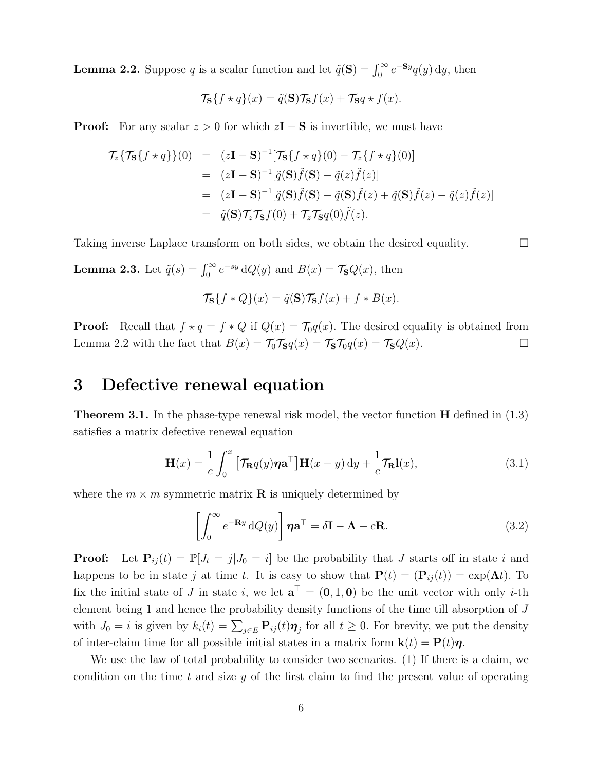**Lemma 2.2.** Suppose $q$ is a scalar function and let $\tilde{q}(\mathbf{S}) = \int_0^\infty e^{-\mathbf{S}y} q(y)\,\mathrm{d}y$, then

$$\mathcal{T}_{\mathbf{S}}\{f \star q\}(x) = \tilde{q}(\mathbf{S})\mathcal{T}_{\mathbf{S}} f(x) + \mathcal{T}_{\mathbf{S}} q \star f(x).$$

**Proof:** For any scalar $z > 0$ for which $z\mathbf{I} - \mathbf{S}$ is invertible, we must have

$$\begin{aligned}
\mathcal{T}_z\{\mathcal{T}_{\mathbf{S}}\{f \star q\}\}(0) &= (z\mathbf{I} - \mathbf{S})^{-1}[\mathcal{T}_{\mathbf{S}}\{f \star q\}(0) - \mathcal{T}_z\{f \star q\}(0)] \\
&= (z\mathbf{I} - \mathbf{S})^{-1}[\tilde{q}(\mathbf{S})\tilde{f}(\mathbf{S}) - \tilde{q}(z)\tilde{f}(z)] \\
&= (z\mathbf{I} - \mathbf{S})^{-1}[\tilde{q}(\mathbf{S})\tilde{f}(\mathbf{S}) - \tilde{q}(\mathbf{S})\tilde{f}(z) + \tilde{q}(\mathbf{S})\tilde{f}(z) - \tilde{q}(z)\tilde{f}(z)] \\
&= \tilde{q}(\mathbf{S})\mathcal{T}_z\mathcal{T}_{\mathbf{S}} f(0) + \mathcal{T}_z\mathcal{T}_{\mathbf{S}} q(0)\tilde{f}(z).
\end{aligned}$$

Taking inverse Laplace transform on both sides, we obtain the desired equality. $\square$

**Lemma 2.3.** Let $\tilde{q}(s) = \int_0^\infty e^{-sy}\,\mathrm{d}Q(y)$ and $\overline{B}(x) = \mathcal{T}_{\mathbf{S}}\overline{Q}(x)$, then

$$\mathcal{T}_{\mathbf{S}}\{f * Q\}(x) = \tilde{q}(\mathbf{S})\mathcal{T}_{\mathbf{S}} f(x) + f * B(x).$$

**Proof:** Recall that $f \star q = f * Q$ if $\overline{Q}(x) = \mathcal{T}_0 q(x)$. The desired equality is obtained from Lemma 2.2 with the fact that $\overline{B}(x) = \mathcal{T}_0\mathcal{T}_{\mathbf{S}} q(x) = \mathcal{T}_{\mathbf{S}}\mathcal{T}_0 q(x) = \mathcal{T}_{\mathbf{S}}\overline{Q}(x)$. $\square$

# 3 Defective renewal equation

**Theorem 3.1.** In the phase-type renewal risk model, the vector function $\mathbf{H}$ defined in (1.3) satisfies a matrix defective renewal equation

$$\mathbf{H}(x) = \frac{1}{c}\int_0^x \left[\mathcal{T}_{\mathbf{R}} q(y)\boldsymbol{\eta}\mathbf{a}^\top\right]\mathbf{H}(x-y)\,\mathrm{d}y + \frac{1}{c}\mathcal{T}_{\mathbf{R}}\mathbf{l}(x), \tag{3.1}$$

where the $m \times m$ symmetric matrix $\mathbf{R}$ is uniquely determined by

$$\left[\int_0^\infty e^{-\mathbf{R}y}\,\mathrm{d}Q(y)\right]\boldsymbol{\eta}\mathbf{a}^\top = \delta\mathbf{I} - \boldsymbol{\Lambda} - c\mathbf{R}. \tag{3.2}$$

**Proof:** Let $\mathbf{P}_{ij}(t) = \mathbb{P}[J_t = j | J_0 = i]$ be the probability that $J$ starts off in state $i$ and happens to be in state $j$ at time $t$. It is easy to show that $\mathbf{P}(t) = (\mathbf{P}_{ij}(t)) = \exp(\boldsymbol{\Lambda}t)$. To fix the initial state of $J$ in state $i$, we let $\mathbf{a}^\top = (\mathbf{0}, 1, \mathbf{0})$ be the unit vector with only $i$-th element being 1 and hence the probability density functions of the time till absorption of $J$ with $J_0 = i$ is given by $k_i(t) = \sum_{j\in E}\mathbf{P}_{ij}(t)\boldsymbol{\eta}_j$ for all $t \geq 0$. For brevity, we put the density of inter-claim time for all possible initial states in a matrix form $\mathbf{k}(t) = \mathbf{P}(t)\boldsymbol{\eta}$.

We use the law of total probability to consider two scenarios. (1) If there is a claim, we condition on the time $t$ and size $y$ of the first claim to find the present value of operating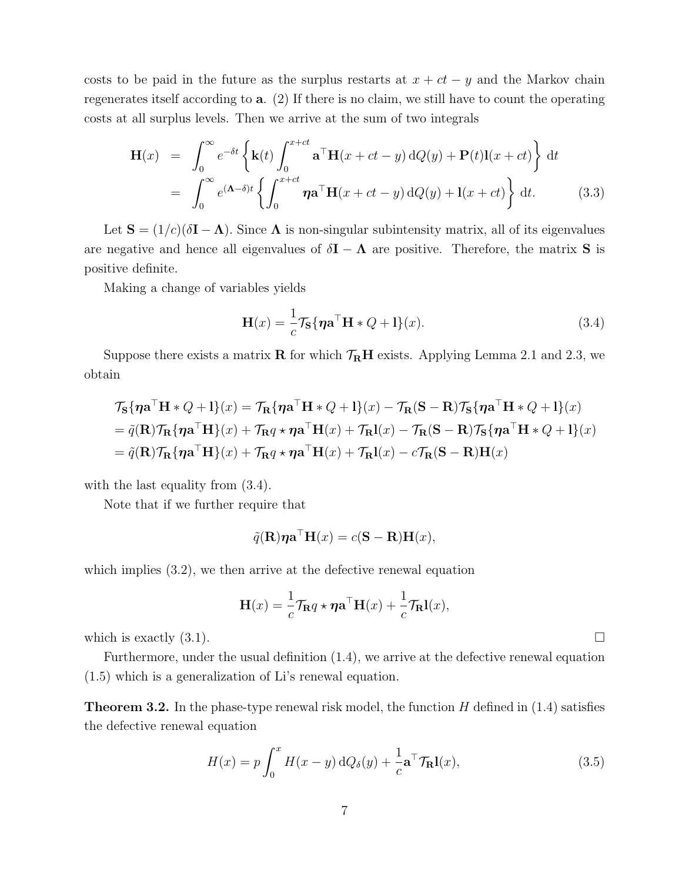costs to be paid in the future as the surplus restarts at $x + ct - y$ and the Markov chain regenerates itself according to $\mathbf{a}$. (2) If there is no claim, we still have to count the operating costs at all surplus levels. Then we arrive at the sum of two integrals

$$
\begin{aligned}
\mathbf{H}(x) &= \int_0^\infty e^{-\delta t} \left\{ \mathbf{k}(t) \int_0^{x+ct} \mathbf{a}^\top \mathbf{H}(x + ct - y) \, \mathrm{d}Q(y) + \mathbf{P}(t)\mathbf{l}(x + ct) \right\} \mathrm{d}t \\
&= \int_0^\infty e^{(\mathbf{\Lambda} - \delta)t} \left\{ \int_0^{x+ct} \boldsymbol{\eta} \mathbf{a}^\top \mathbf{H}(x + ct - y) \, \mathrm{d}Q(y) + \mathbf{l}(x + ct) \right\} \mathrm{d}t. \qquad (3.3)
\end{aligned}
$$

Let $\mathbf{S} = (1/c)(\delta \mathbf{I} - \mathbf{\Lambda})$. Since $\mathbf{\Lambda}$ is non-singular subintensity matrix, all of its eigenvalues are negative and hence all eigenvalues of $\delta \mathbf{I} - \mathbf{\Lambda}$ are positive. Therefore, the matrix $\mathbf{S}$ is positive definite.

Making a change of variables yields

$$
\mathbf{H}(x) = \frac{1}{c} \mathcal{T}_{\mathbf{S}} \{ \boldsymbol{\eta} \mathbf{a}^\top \mathbf{H} * Q + \mathbf{l} \}(x). \qquad (3.4)
$$

Suppose there exists a matrix $\mathbf{R}$ for which $\mathcal{T}_{\mathbf{R}} \mathbf{H}$ exists. Applying Lemma 2.1 and 2.3, we obtain

$$
\begin{aligned}
&\mathcal{T}_{\mathbf{S}} \{ \boldsymbol{\eta} \mathbf{a}^\top \mathbf{H} * Q + \mathbf{l} \}(x) = \mathcal{T}_{\mathbf{R}} \{ \boldsymbol{\eta} \mathbf{a}^\top \mathbf{H} * Q + \mathbf{l} \}(x) - \mathcal{T}_{\mathbf{R}} (\mathbf{S} - \mathbf{R}) \mathcal{T}_{\mathbf{S}} \{ \boldsymbol{\eta} \mathbf{a}^\top \mathbf{H} * Q + \mathbf{l} \}(x) \\
&= \tilde{q}(\mathbf{R}) \mathcal{T}_{\mathbf{R}} \{ \boldsymbol{\eta} \mathbf{a}^\top \mathbf{H} \}(x) + \mathcal{T}_{\mathbf{R}} q \star \boldsymbol{\eta} \mathbf{a}^\top \mathbf{H}(x) + \mathcal{T}_{\mathbf{R}} \mathbf{l}(x) - \mathcal{T}_{\mathbf{R}} (\mathbf{S} - \mathbf{R}) \mathcal{T}_{\mathbf{S}} \{ \boldsymbol{\eta} \mathbf{a}^\top \mathbf{H} * Q + \mathbf{l} \}(x) \\
&= \tilde{q}(\mathbf{R}) \mathcal{T}_{\mathbf{R}} \{ \boldsymbol{\eta} \mathbf{a}^\top \mathbf{H} \}(x) + \mathcal{T}_{\mathbf{R}} q \star \boldsymbol{\eta} \mathbf{a}^\top \mathbf{H}(x) + \mathcal{T}_{\mathbf{R}} \mathbf{l}(x) - c \mathcal{T}_{\mathbf{R}} (\mathbf{S} - \mathbf{R}) \mathbf{H}(x)
\end{aligned}
$$

with the last equality from (3.4).

Note that if we further require that

$$
\tilde{q}(\mathbf{R}) \boldsymbol{\eta} \mathbf{a}^\top \mathbf{H}(x) = c(\mathbf{S} - \mathbf{R}) \mathbf{H}(x),
$$

which implies (3.2), we then arrive at the defective renewal equation

$$
\mathbf{H}(x) = \frac{1}{c} \mathcal{T}_{\mathbf{R}} q \star \boldsymbol{\eta} \mathbf{a}^\top \mathbf{H}(x) + \frac{1}{c} \mathcal{T}_{\mathbf{R}} \mathbf{l}(x),
$$

which is exactly (3.1). $\square$

Furthermore, under the usual definition (1.4), we arrive at the defective renewal equation (1.5) which is a generalization of Li's renewal equation.

**Theorem 3.2.** In the phase-type renewal risk model, the function $H$ defined in (1.4) satisfies the defective renewal equation

$$
H(x) = p \int_0^x H(x - y) \, \mathrm{d}Q_\delta(y) + \frac{1}{c} \mathbf{a}^\top \mathcal{T}_{\mathbf{R}} \mathbf{l}(x), \qquad (3.5)
$$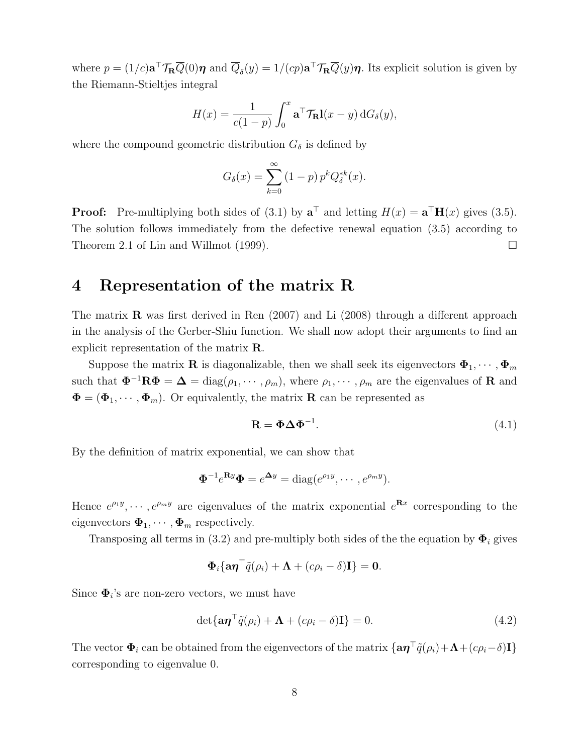where $p = (1/c)\mathbf{a}^\top \mathcal{T}_{\mathbf{R}} \overline{Q}(0)\boldsymbol{\eta}$ and $\overline{Q}_\delta(y) = 1/(cp)\mathbf{a}^\top \mathcal{T}_{\mathbf{R}} \overline{Q}(y)\boldsymbol{\eta}$. Its explicit solution is given by the Riemann-Stieltjes integral

$$H(x) = \frac{1}{c(1-p)} \int_0^x \mathbf{a}^\top \mathcal{T}_{\mathbf{R}} \mathbf{l}(x-y)\, \mathrm{d}G_\delta(y),$$

where the compound geometric distribution $G_\delta$ is defined by

$$G_\delta(x) = \sum_{k=0}^{\infty} (1-p)\, p^k Q_\delta^{*k}(x).$$

**Proof:** Pre-multiplying both sides of (3.1) by $\mathbf{a}^\top$ and letting $H(x) = \mathbf{a}^\top \mathbf{H}(x)$ gives (3.5). The solution follows immediately from the defective renewal equation (3.5) according to Theorem 2.1 of Lin and Willmot (1999). $\square$

# 4 Representation of the matrix R

The matrix $\mathbf{R}$ was first derived in Ren (2007) and Li (2008) through a different approach in the analysis of the Gerber-Shiu function. We shall now adopt their arguments to find an explicit representation of the matrix $\mathbf{R}$.

Suppose the matrix $\mathbf{R}$ is diagonalizable, then we shall seek its eigenvectors $\boldsymbol{\Phi}_1, \cdots, \boldsymbol{\Phi}_m$ such that $\boldsymbol{\Phi}^{-1}\mathbf{R}\boldsymbol{\Phi} = \boldsymbol{\Delta} = \mathrm{diag}(\rho_1, \cdots, \rho_m)$, where $\rho_1, \cdots, \rho_m$ are the eigenvalues of $\mathbf{R}$ and $\boldsymbol{\Phi} = (\boldsymbol{\Phi}_1, \cdots, \boldsymbol{\Phi}_m)$. Or equivalently, the matrix $\mathbf{R}$ can be represented as

$$\mathbf{R} = \boldsymbol{\Phi}\boldsymbol{\Delta}\boldsymbol{\Phi}^{-1}. \tag{4.1}$$

By the definition of matrix exponential, we can show that

$$\boldsymbol{\Phi}^{-1} e^{\mathbf{R}y} \boldsymbol{\Phi} = e^{\boldsymbol{\Delta} y} = \mathrm{diag}(e^{\rho_1 y}, \cdots, e^{\rho_m y}).$$

Hence $e^{\rho_1 y}, \cdots, e^{\rho_m y}$ are eigenvalues of the matrix exponential $e^{\mathbf{R}x}$ corresponding to the eigenvectors $\boldsymbol{\Phi}_1, \cdots, \boldsymbol{\Phi}_m$ respectively.

Transposing all terms in (3.2) and pre-multiply both sides of the the equation by $\boldsymbol{\Phi}_i$ gives

$$\boldsymbol{\Phi}_i \{\mathbf{a}\boldsymbol{\eta}^\top \tilde{q}(\rho_i) + \boldsymbol{\Lambda} + (c\rho_i - \delta)\mathbf{I}\} = \mathbf{0}.$$

Since $\boldsymbol{\Phi}_i$'s are non-zero vectors, we must have

$$\det\{\mathbf{a}\boldsymbol{\eta}^\top \tilde{q}(\rho_i) + \boldsymbol{\Lambda} + (c\rho_i - \delta)\mathbf{I}\} = 0. \tag{4.2}$$

The vector $\boldsymbol{\Phi}_i$ can be obtained from the eigenvectors of the matrix $\{\mathbf{a}\boldsymbol{\eta}^\top \tilde{q}(\rho_i) + \boldsymbol{\Lambda} + (c\rho_i - \delta)\mathbf{I}\}$ corresponding to eigenvalue 0.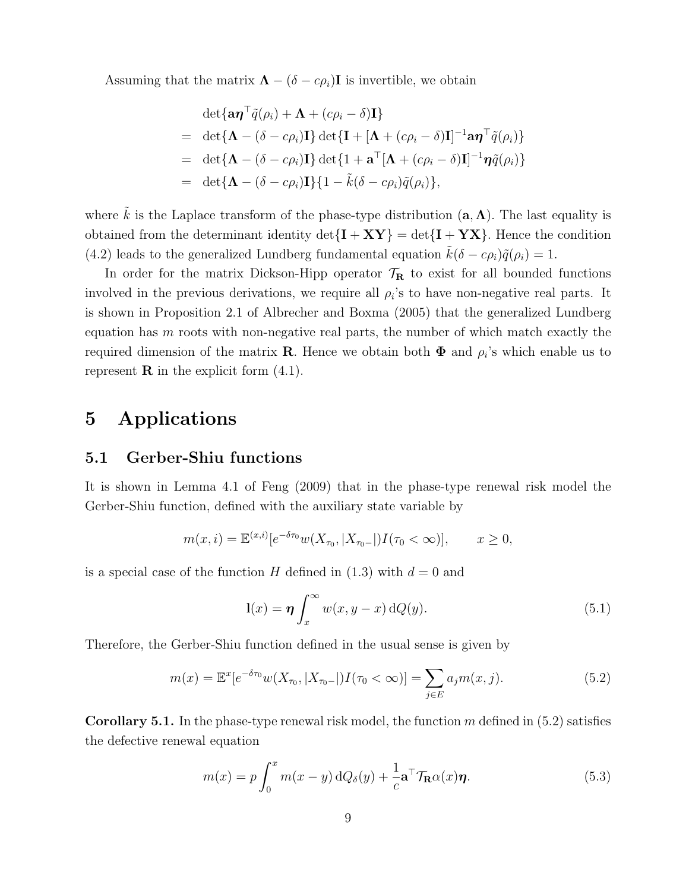Assuming that the matrix $\mathbf{\Lambda} - (\delta - c\rho_i)\mathbf{I}$ is invertible, we obtain

$$
\begin{aligned}
& \det\{\mathbf{a}\boldsymbol{\eta}^\top \tilde{q}(\rho_i) + \mathbf{\Lambda} + (c\rho_i - \delta)\mathbf{I}\} \\
= \; & \det\{\mathbf{\Lambda} - (\delta - c\rho_i)\mathbf{I}\} \det\{\mathbf{I} + [\mathbf{\Lambda} + (c\rho_i - \delta)\mathbf{I}]^{-1}\mathbf{a}\boldsymbol{\eta}^\top \tilde{q}(\rho_i)\} \\
= \; & \det\{\mathbf{\Lambda} - (\delta - c\rho_i)\mathbf{I}\} \det\{1 + \mathbf{a}^\top [\mathbf{\Lambda} + (c\rho_i - \delta)\mathbf{I}]^{-1}\boldsymbol{\eta}\tilde{q}(\rho_i)\} \\
= \; & \det\{\mathbf{\Lambda} - (\delta - c\rho_i)\mathbf{I}\}\{1 - \tilde{k}(\delta - c\rho_i)\tilde{q}(\rho_i)\},
\end{aligned}
$$

where $\tilde{k}$ is the Laplace transform of the phase-type distribution $(\mathbf{a}, \mathbf{\Lambda})$. The last equality is obtained from the determinant identity $\det\{\mathbf{I} + \mathbf{XY}\} = \det\{\mathbf{I} + \mathbf{YX}\}$. Hence the condition (4.2) leads to the generalized Lundberg fundamental equation $\tilde{k}(\delta - c\rho_i)\tilde{q}(\rho_i) = 1$.

In order for the matrix Dickson-Hipp operator $\mathcal{T}_{\mathbf{R}}$ to exist for all bounded functions involved in the previous derivations, we require all $\rho_i$'s to have non-negative real parts. It is shown in Proposition 2.1 of Albrecher and Boxma (2005) that the generalized Lundberg equation has $m$ roots with non-negative real parts, the number of which match exactly the required dimension of the matrix $\mathbf{R}$. Hence we obtain both $\mathbf{\Phi}$ and $\rho_i$'s which enable us to represent $\mathbf{R}$ in the explicit form (4.1).

# 5 Applications

## 5.1 Gerber-Shiu functions

It is shown in Lemma 4.1 of Feng (2009) that in the phase-type renewal risk model the Gerber-Shiu function, defined with the auxiliary state variable by

$$
m(x, i) = \mathbb{E}^{(x,i)}[e^{-\delta\tau_0} w(X_{\tau_0}, |X_{\tau_0-}|) I(\tau_0 < \infty)], \qquad x \geq 0,
$$

is a special case of the function $H$ defined in (1.3) with $d = 0$ and

$$
\mathbf{l}(x) = \boldsymbol{\eta} \int_x^\infty w(x, y - x)\, \mathrm{d}Q(y). \tag{5.1}
$$

Therefore, the Gerber-Shiu function defined in the usual sense is given by

$$
m(x) = \mathbb{E}^x[e^{-\delta\tau_0} w(X_{\tau_0}, |X_{\tau_0-}|) I(\tau_0 < \infty)] = \sum_{j \in E} a_j m(x, j). \tag{5.2}
$$

**Corollary 5.1.** In the phase-type renewal risk model, the function $m$ defined in (5.2) satisfies the defective renewal equation

$$
m(x) = p \int_0^x m(x - y)\, \mathrm{d}Q_\delta(y) + \frac{1}{c}\mathbf{a}^\top \mathcal{T}_{\mathbf{R}} \alpha(x) \boldsymbol{\eta}. \tag{5.3}
$$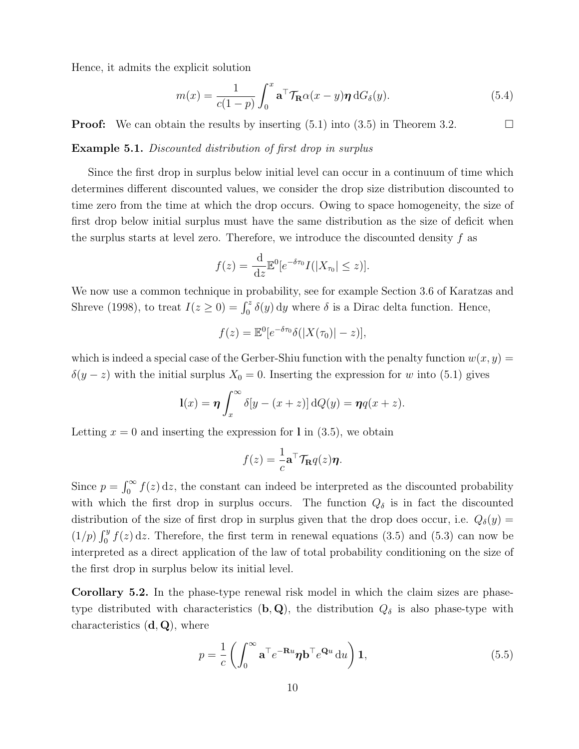Hence, it admits the explicit solution

$$m(x) = \frac{1}{c(1-p)} \int_0^x \mathbf{a}^\top \mathcal{T}_{\mathbf{R}} \alpha(x-y) \boldsymbol{\eta} \, \mathrm{d}G_\delta(y). \tag{5.4}$$

**Proof:** We can obtain the results by inserting (5.1) into (3.5) in Theorem 3.2. □

**Example 5.1.** *Discounted distribution of first drop in surplus*

Since the first drop in surplus below initial level can occur in a continuum of time which determines different discounted values, we consider the drop size distribution discounted to time zero from the time at which the drop occurs. Owing to space homogeneity, the size of first drop below initial surplus must have the same distribution as the size of deficit when the surplus starts at level zero. Therefore, we introduce the discounted density $f$ as

$$f(z) = \frac{\mathrm{d}}{\mathrm{d}z} \mathbb{E}^0[e^{-\delta \tau_0} I(|X_{\tau_0}| \le z)].$$

We now use a common technique in probability, see for example Section 3.6 of Karatzas and Shreve (1998), to treat $I(z \ge 0) = \int_0^z \delta(y) \, \mathrm{d}y$ where $\delta$ is a Dirac delta function. Hence,

$$f(z) = \mathbb{E}^0[e^{-\delta \tau_0} \delta(|X(\tau_0)| - z)],$$

which is indeed a special case of the Gerber-Shiu function with the penalty function $w(x, y) = \delta(y - z)$ with the initial surplus $X_0 = 0$. Inserting the expression for $w$ into (5.1) gives

$$\mathbf{l}(x) = \boldsymbol{\eta} \int_x^\infty \delta[y - (x+z)] \, \mathrm{d}Q(y) = \boldsymbol{\eta} q(x+z).$$

Letting $x = 0$ and inserting the expression for $\mathbf{l}$ in (3.5), we obtain

$$f(z) = \frac{1}{c} \mathbf{a}^\top \mathcal{T}_{\mathbf{R}} q(z) \boldsymbol{\eta}.$$

Since $p = \int_0^\infty f(z) \, \mathrm{d}z$, the constant can indeed be interpreted as the discounted probability with which the first drop in surplus occurs. The function $Q_\delta$ is in fact the discounted distribution of the size of first drop in surplus given that the drop does occur, i.e. $Q_\delta(y) = (1/p) \int_0^y f(z) \, \mathrm{d}z$. Therefore, the first term in renewal equations (3.5) and (5.3) can now be interpreted as a direct application of the law of total probability conditioning on the size of the first drop in surplus below its initial level.

**Corollary 5.2.** In the phase-type renewal risk model in which the claim sizes are phase-type distributed with characteristics $(\mathbf{b}, \mathbf{Q})$, the distribution $Q_\delta$ is also phase-type with characteristics $(\mathbf{d}, \mathbf{Q})$, where

$$p = \frac{1}{c} \left( \int_0^\infty \mathbf{a}^\top e^{-\mathbf{R}u} \boldsymbol{\eta} \mathbf{b}^\top e^{\mathbf{Q}u} \, \mathrm{d}u \right) \mathbf{1}, \tag{5.5}$$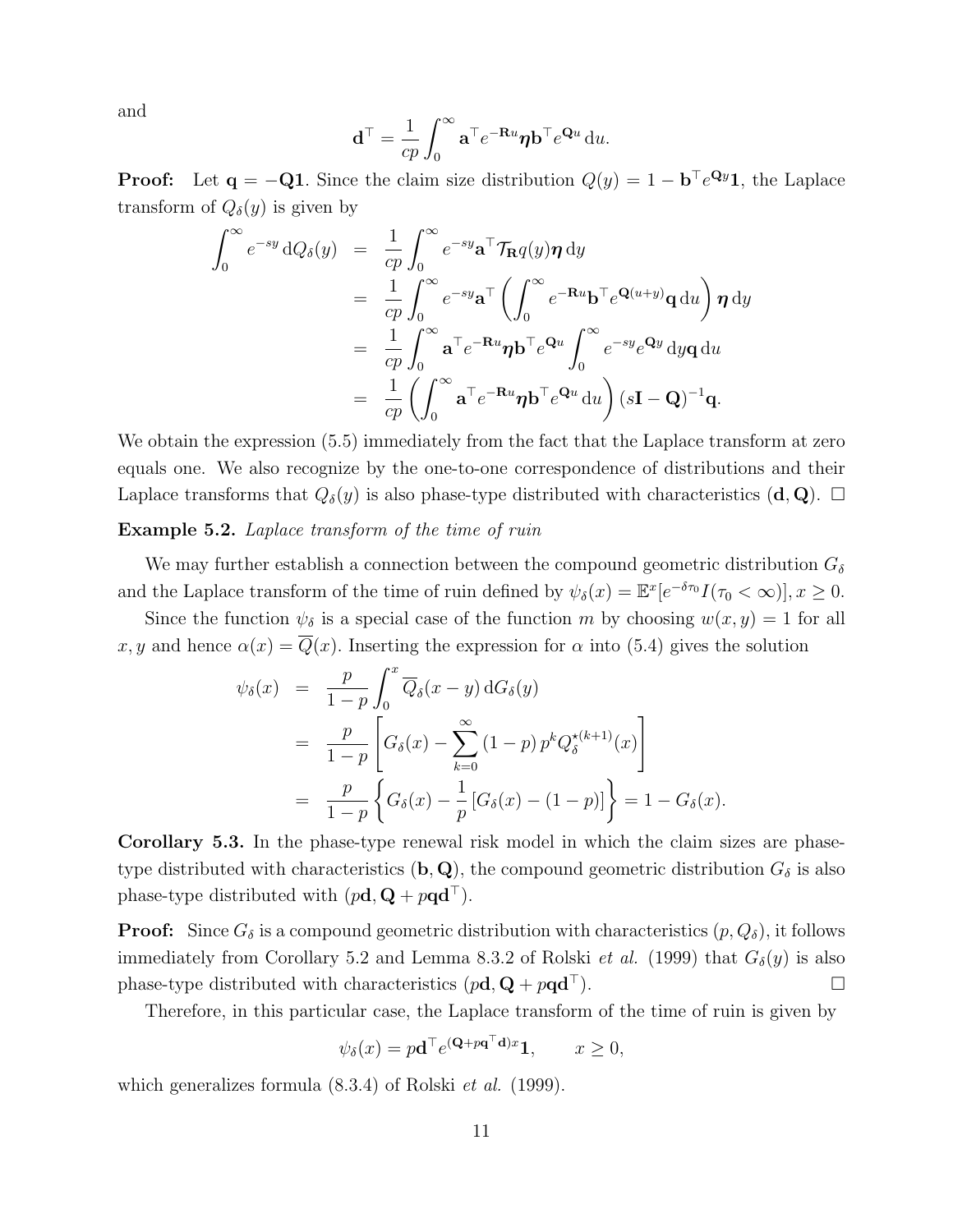and

$$\mathbf{d}^\top = \frac{1}{cp} \int_0^\infty \mathbf{a}^\top e^{-\mathbf{R}u} \boldsymbol{\eta} \mathbf{b}^\top e^{\mathbf{Q}u} \, \mathrm{d}u.$$

**Proof:** Let $\mathbf{q} = -\mathbf{Q}\mathbf{1}$. Since the claim size distribution $Q(y) = 1 - \mathbf{b}^\top e^{\mathbf{Q}y}\mathbf{1}$, the Laplace transform of $Q_\delta(y)$ is given by

$$\begin{aligned}
\int_0^\infty e^{-sy} \, \mathrm{d}Q_\delta(y) &= \frac{1}{cp} \int_0^\infty e^{-sy} \mathbf{a}^\top \mathcal{T}_{\mathbf{R}} q(y) \boldsymbol{\eta} \, \mathrm{d}y \\
&= \frac{1}{cp} \int_0^\infty e^{-sy} \mathbf{a}^\top \left( \int_0^\infty e^{-\mathbf{R}u} \mathbf{b}^\top e^{\mathbf{Q}(u+y)} \mathbf{q} \, \mathrm{d}u \right) \boldsymbol{\eta} \, \mathrm{d}y \\
&= \frac{1}{cp} \int_0^\infty \mathbf{a}^\top e^{-\mathbf{R}u} \boldsymbol{\eta} \mathbf{b}^\top e^{\mathbf{Q}u} \int_0^\infty e^{-sy} e^{\mathbf{Q}y} \, \mathrm{d}y \mathbf{q} \, \mathrm{d}u \\
&= \frac{1}{cp} \left( \int_0^\infty \mathbf{a}^\top e^{-\mathbf{R}u} \boldsymbol{\eta} \mathbf{b}^\top e^{\mathbf{Q}u} \, \mathrm{d}u \right) (s\mathbf{I} - \mathbf{Q})^{-1} \mathbf{q}.
\end{aligned}$$

We obtain the expression (5.5) immediately from the fact that the Laplace transform at zero equals one. We also recognize by the one-to-one correspondence of distributions and their Laplace transforms that $Q_\delta(y)$ is also phase-type distributed with characteristics $(\mathbf{d}, \mathbf{Q})$. $\square$

**Example 5.2.** *Laplace transform of the time of ruin*

We may further establish a connection between the compound geometric distribution $G_\delta$ and the Laplace transform of the time of ruin defined by $\psi_\delta(x) = \mathbb{E}^x[e^{-\delta\tau_0} I(\tau_0 < \infty)], x \geq 0$.

Since the function $\psi_\delta$ is a special case of the function $m$ by choosing $w(x, y) = 1$ for all $x, y$ and hence $\alpha(x) = \overline{Q}(x)$. Inserting the expression for $\alpha$ into (5.4) gives the solution

$$\begin{aligned}
\psi_\delta(x) &= \frac{p}{1-p} \int_0^x \overline{Q}_\delta(x-y) \, \mathrm{d}G_\delta(y) \\
&= \frac{p}{1-p} \left[ G_\delta(x) - \sum_{k=0}^\infty (1-p) \, p^k Q_\delta^{\star(k+1)}(x) \right] \\
&= \frac{p}{1-p} \left\{ G_\delta(x) - \frac{1}{p} \left[ G_\delta(x) - (1-p) \right] \right\} = 1 - G_\delta(x).
\end{aligned}$$

**Corollary 5.3.** In the phase-type renewal risk model in which the claim sizes are phase-type distributed with characteristics $(\mathbf{b}, \mathbf{Q})$, the compound geometric distribution $G_\delta$ is also phase-type distributed with $(p\mathbf{d}, \mathbf{Q} + p\mathbf{q}\mathbf{d}^\top)$.

**Proof:** Since $G_\delta$ is a compound geometric distribution with characteristics $(p, Q_\delta)$, it follows immediately from Corollary 5.2 and Lemma 8.3.2 of Rolski *et al.* (1999) that $G_\delta(y)$ is also phase-type distributed with characteristics $(p\mathbf{d}, \mathbf{Q} + p\mathbf{q}\mathbf{d}^\top)$. $\square$

Therefore, in this particular case, the Laplace transform of the time of ruin is given by

$$\psi_\delta(x) = p\mathbf{d}^\top e^{(\mathbf{Q}+p\mathbf{q}^\top\mathbf{d})x}\mathbf{1}, \qquad x \geq 0,$$

which generalizes formula (8.3.4) of Rolski *et al.* (1999).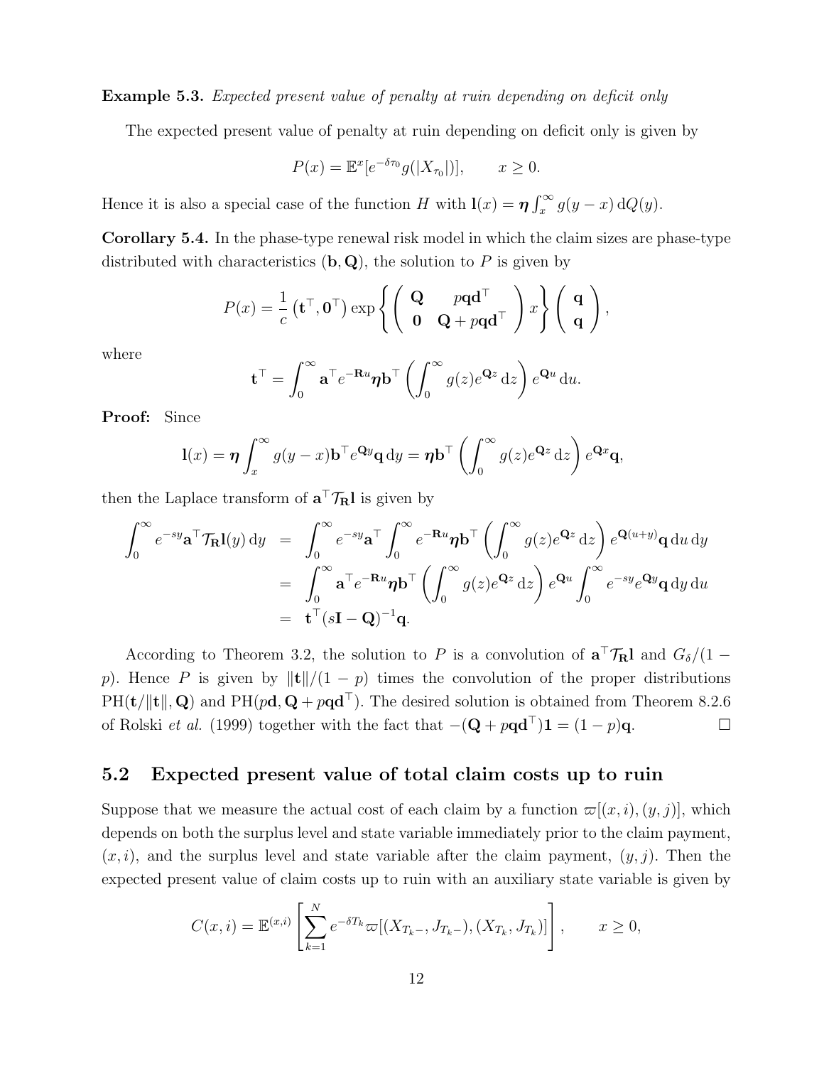**Example 5.3.** *Expected present value of penalty at ruin depending on deficit only*

The expected present value of penalty at ruin depending on deficit only is given by

$$P(x) = \mathbb{E}^x[e^{-\delta\tau_0} g(|X_{\tau_0}|)], \qquad x \geq 0.$$

Hence it is also a special case of the function $H$ with $\mathbf{l}(x) = \boldsymbol{\eta} \int_x^\infty g(y-x)\,\mathrm{d}Q(y)$.

**Corollary 5.4.** In the phase-type renewal risk model in which the claim sizes are phase-type distributed with characteristics $(\mathbf{b}, \mathbf{Q})$, the solution to $P$ is given by

$$P(x) = \frac{1}{c}\left(\mathbf{t}^\top, \mathbf{0}^\top\right) \exp\left\{ \left( \begin{array}{cc} \mathbf{Q} & p\mathbf{q}\mathbf{d}^\top \\ \mathbf{0} & \mathbf{Q} + p\mathbf{q}\mathbf{d}^\top \end{array} \right) x \right\} \left( \begin{array}{c} \mathbf{q} \\ \mathbf{q} \end{array} \right),$$

where

$$\mathbf{t}^\top = \int_0^\infty \mathbf{a}^\top e^{-\mathbf{R}u} \boldsymbol{\eta} \mathbf{b}^\top \left( \int_0^\infty g(z) e^{\mathbf{Q}z}\,\mathrm{d}z \right) e^{\mathbf{Q}u}\,\mathrm{d}u.$$

**Proof:** Since

$$\mathbf{l}(x) = \boldsymbol{\eta} \int_x^\infty g(y-x)\mathbf{b}^\top e^{\mathbf{Q}y}\mathbf{q}\,\mathrm{d}y = \boldsymbol{\eta}\mathbf{b}^\top \left( \int_0^\infty g(z) e^{\mathbf{Q}z}\,\mathrm{d}z \right) e^{\mathbf{Q}x}\mathbf{q},$$

then the Laplace transform of $\mathbf{a}^\top \mathcal{T}_\mathbf{R} \mathbf{l}$ is given by

$$\begin{aligned}
\int_0^\infty e^{-sy} \mathbf{a}^\top \mathcal{T}_\mathbf{R} \mathbf{l}(y)\,\mathrm{d}y &= \int_0^\infty e^{-sy} \mathbf{a}^\top \int_0^\infty e^{-\mathbf{R}u} \boldsymbol{\eta}\mathbf{b}^\top \left( \int_0^\infty g(z) e^{\mathbf{Q}z}\,\mathrm{d}z \right) e^{\mathbf{Q}(u+y)}\mathbf{q}\,\mathrm{d}u\,\mathrm{d}y \\
&= \int_0^\infty \mathbf{a}^\top e^{-\mathbf{R}u} \boldsymbol{\eta}\mathbf{b}^\top \left( \int_0^\infty g(z) e^{\mathbf{Q}z}\,\mathrm{d}z \right) e^{\mathbf{Q}u} \int_0^\infty e^{-sy} e^{\mathbf{Q}y}\mathbf{q}\,\mathrm{d}y\,\mathrm{d}u \\
&= \mathbf{t}^\top (s\mathbf{I} - \mathbf{Q})^{-1}\mathbf{q}.
\end{aligned}$$

According to Theorem 3.2, the solution to $P$ is a convolution of $\mathbf{a}^\top \mathcal{T}_\mathbf{R} \mathbf{l}$ and $G_\delta/(1-p)$. Hence $P$ is given by $\|\mathbf{t}\|/(1-p)$ times the convolution of the proper distributions $\mathrm{PH}(\mathbf{t}/\|\mathbf{t}\|, \mathbf{Q})$ and $\mathrm{PH}(p\mathbf{d}, \mathbf{Q} + p\mathbf{q}\mathbf{d}^\top)$. The desired solution is obtained from Theorem 8.2.6 of Rolski *et al.* (1999) together with the fact that $-(\mathbf{Q} + p\mathbf{q}\mathbf{d}^\top)\mathbf{1} = (1-p)\mathbf{q}$. $\square$

## 5.2 Expected present value of total claim costs up to ruin

Suppose that we measure the actual cost of each claim by a function $\varpi[(x,i),(y,j)]$, which depends on both the surplus level and state variable immediately prior to the claim payment, $(x,i)$, and the surplus level and state variable after the claim payment, $(y,j)$. Then the expected present value of claim costs up to ruin with an auxiliary state variable is given by

$$C(x,i) = \mathbb{E}^{(x,i)}\left[ \sum_{k=1}^N e^{-\delta T_k} \varpi[(X_{T_k-}, J_{T_k-}), (X_{T_k}, J_{T_k})] \right], \qquad x \geq 0,$$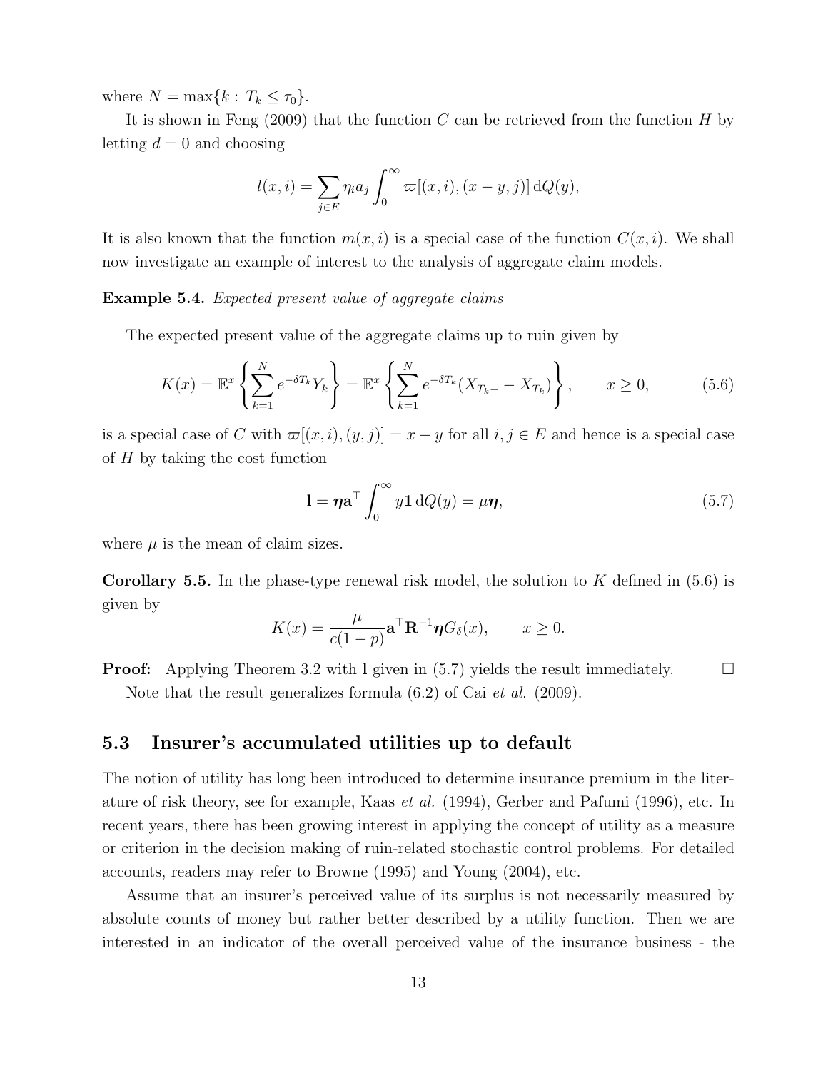where $N = \max\{k : T_k \le \tau_0\}$.

It is shown in Feng (2009) that the function $C$ can be retrieved from the function $H$ by letting $d = 0$ and choosing

$$l(x, i) = \sum_{j \in E} \eta_i a_j \int_0^\infty \varpi[(x, i), (x - y, j)] \, \mathrm{d}Q(y),$$

It is also known that the function $m(x, i)$ is a special case of the function $C(x, i)$. We shall now investigate an example of interest to the analysis of aggregate claim models.

**Example 5.4.** *Expected present value of aggregate claims*

The expected present value of the aggregate claims up to ruin given by

$$K(x) = \mathbb{E}^x \left\{ \sum_{k=1}^{N} e^{-\delta T_k} Y_k \right\} = \mathbb{E}^x \left\{ \sum_{k=1}^{N} e^{-\delta T_k} (X_{T_k -} - X_{T_k}) \right\}, \qquad x \ge 0, \tag{5.6}$$

is a special case of $C$ with $\varpi[(x, i), (y, j)] = x - y$ for all $i, j \in E$ and hence is a special case of $H$ by taking the cost function

$$\mathbf{l} = \boldsymbol{\eta} \mathbf{a}^\top \int_0^\infty y \mathbf{1} \, \mathrm{d}Q(y) = \mu \boldsymbol{\eta}, \tag{5.7}$$

where $\mu$ is the mean of claim sizes.

**Corollary 5.5.** In the phase-type renewal risk model, the solution to $K$ defined in (5.6) is given by

$$K(x) = \frac{\mu}{c(1-p)} \mathbf{a}^\top \mathbf{R}^{-1} \boldsymbol{\eta} G_\delta(x), \qquad x \ge 0.$$

**Proof:** Applying Theorem 3.2 with $\mathbf{l}$ given in (5.7) yields the result immediately. $\square$

Note that the result generalizes formula (6.2) of Cai *et al.* (2009).

## 5.3 Insurer's accumulated utilities up to default

The notion of utility has long been introduced to determine insurance premium in the literature of risk theory, see for example, Kaas *et al.* (1994), Gerber and Pafumi (1996), etc. In recent years, there has been growing interest in applying the concept of utility as a measure or criterion in the decision making of ruin-related stochastic control problems. For detailed accounts, readers may refer to Browne (1995) and Young (2004), etc.

Assume that an insurer's perceived value of its surplus is not necessarily measured by absolute counts of money but rather better described by a utility function. Then we are interested in an indicator of the overall perceived value of the insurance business - the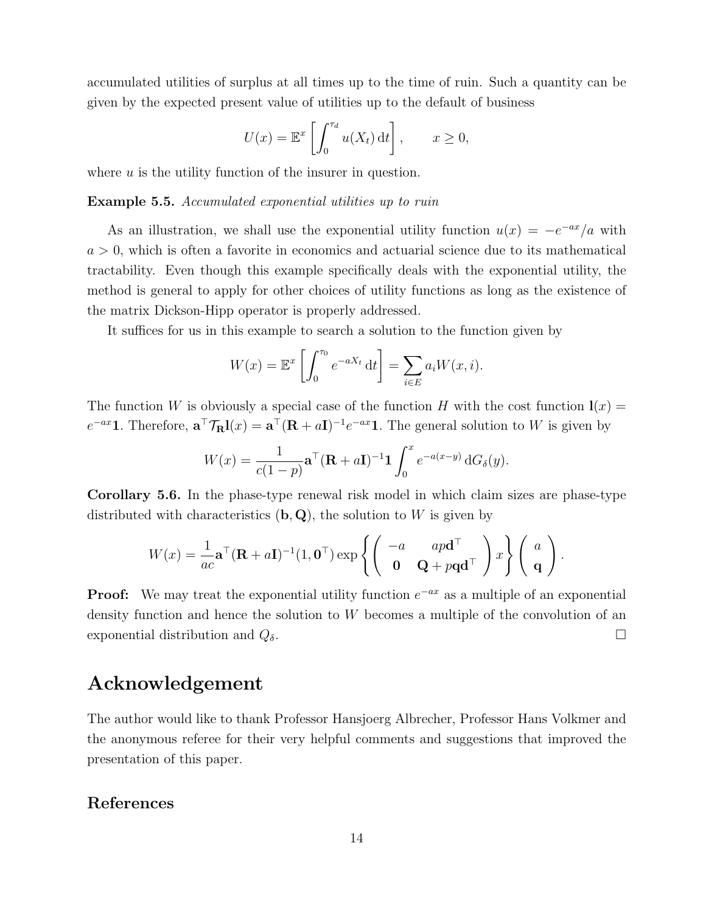accumulated utilities of surplus at all times up to the time of ruin. Such a quantity can be given by the expected present value of utilities up to the default of business

$$U(x) = \mathbb{E}^x \left[ \int_0^{\tau_d} u(X_t) \, \mathrm{d}t \right], \qquad x \geq 0,$$

where $u$ is the utility function of the insurer in question.

**Example 5.5.** *Accumulated exponential utilities up to ruin*

As an illustration, we shall use the exponential utility function $u(x) = -e^{-ax}/a$ with $a > 0$, which is often a favorite in economics and actuarial science due to its mathematical tractability. Even though this example specifically deals with the exponential utility, the method is general to apply for other choices of utility functions as long as the existence of the matrix Dickson-Hipp operator is properly addressed.

It suffices for us in this example to search a solution to the function given by

$$W(x) = \mathbb{E}^x \left[ \int_0^{\tau_0} e^{-aX_t} \, \mathrm{d}t \right] = \sum_{i \in E} a_i W(x, i).$$

The function $W$ is obviously a special case of the function $H$ with the cost function $\mathbf{l}(x) = e^{-ax}\mathbf{1}$. Therefore, $\mathbf{a}^\top \mathcal{T}_\mathbf{R} \mathbf{l}(x) = \mathbf{a}^\top (\mathbf{R} + a\mathbf{I})^{-1} e^{-ax} \mathbf{1}$. The general solution to $W$ is given by

$$W(x) = \frac{1}{c(1-p)} \mathbf{a}^\top (\mathbf{R} + a\mathbf{I})^{-1} \mathbf{1} \int_0^x e^{-a(x-y)} \, \mathrm{d}G_\delta(y).$$

**Corollary 5.6.** *In the phase-type renewal risk model in which claim sizes are phase-type distributed with characteristics* $(\mathbf{b}, \mathbf{Q})$*, the solution to* $W$ *is given by*

$$W(x) = \frac{1}{ac} \mathbf{a}^\top (\mathbf{R} + a\mathbf{I})^{-1} (1, \mathbf{0}^\top) \exp\left\{ \begin{pmatrix} -a & ap\mathbf{d}^\top \\ \mathbf{0} & \mathbf{Q} + p\mathbf{q}\mathbf{d}^\top \end{pmatrix} x \right\} \begin{pmatrix} a \\ \mathbf{q} \end{pmatrix}.$$

**Proof:** We may treat the exponential utility function $e^{-ax}$ as a multiple of an exponential density function and hence the solution to $W$ becomes a multiple of the convolution of an exponential distribution and $Q_\delta$. $\square$

# Acknowledgement

The author would like to thank Professor Hansjoerg Albrecher, Professor Hans Volkmer and the anonymous referee for their very helpful comments and suggestions that improved the presentation of this paper.

## References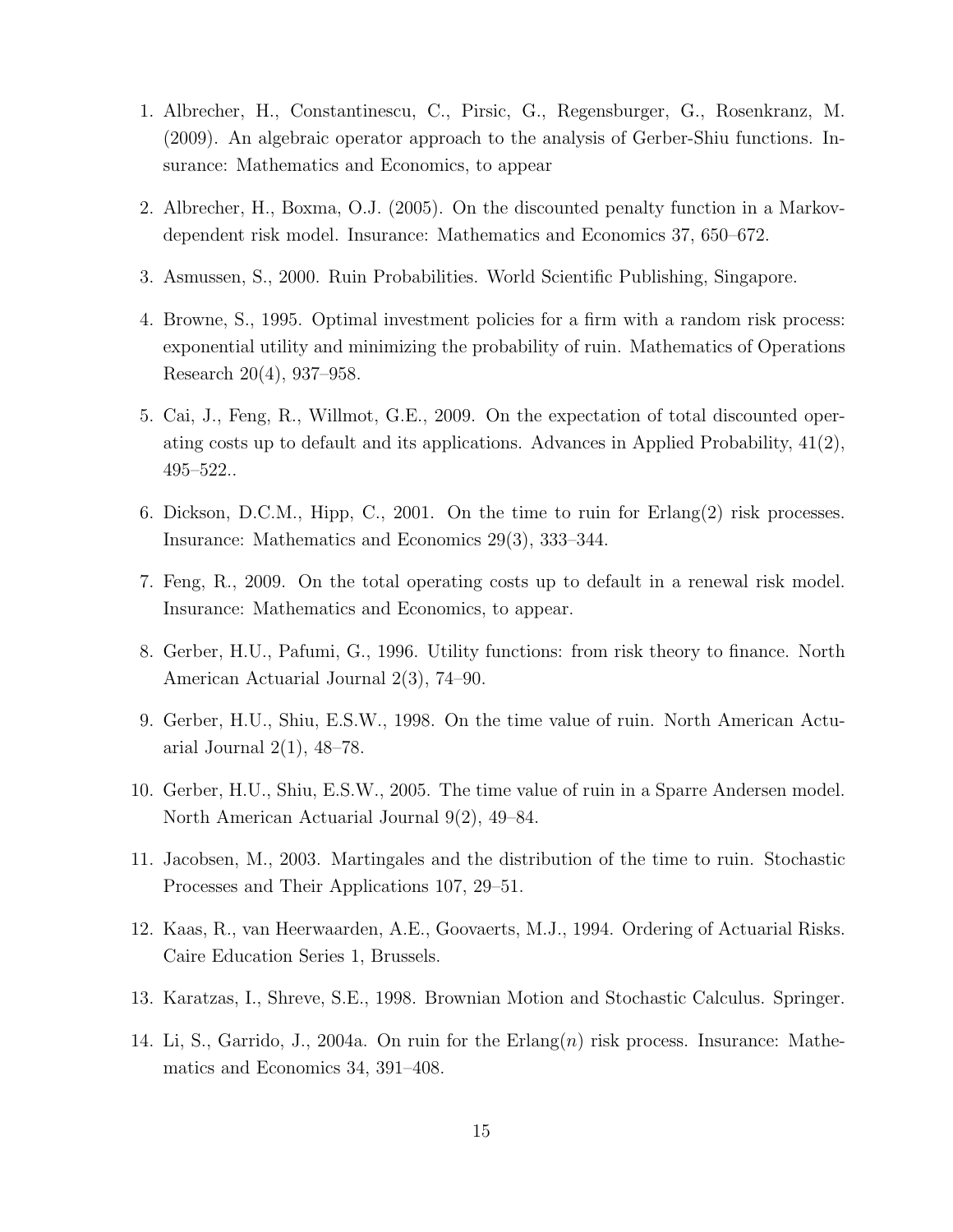1. Albrecher, H., Constantinescu, C., Pirsic, G., Regensburger, G., Rosenkranz, M. (2009). An algebraic operator approach to the analysis of Gerber-Shiu functions. Insurance: Mathematics and Economics, to appear

2. Albrecher, H., Boxma, O.J. (2005). On the discounted penalty function in a Markov-dependent risk model. Insurance: Mathematics and Economics 37, 650–672.

3. Asmussen, S., 2000. Ruin Probabilities. World Scientific Publishing, Singapore.

4. Browne, S., 1995. Optimal investment policies for a firm with a random risk process: exponential utility and minimizing the probability of ruin. Mathematics of Operations Research 20(4), 937–958.

5. Cai, J., Feng, R., Willmot, G.E., 2009. On the expectation of total discounted operating costs up to default and its applications. Advances in Applied Probability, 41(2), 495–522..

6. Dickson, D.C.M., Hipp, C., 2001. On the time to ruin for Erlang(2) risk processes. Insurance: Mathematics and Economics 29(3), 333–344.

7. Feng, R., 2009. On the total operating costs up to default in a renewal risk model. Insurance: Mathematics and Economics, to appear.

8. Gerber, H.U., Pafumi, G., 1996. Utility functions: from risk theory to finance. North American Actuarial Journal 2(3), 74–90.

9. Gerber, H.U., Shiu, E.S.W., 1998. On the time value of ruin. North American Actuarial Journal 2(1), 48–78.

10. Gerber, H.U., Shiu, E.S.W., 2005. The time value of ruin in a Sparre Andersen model. North American Actuarial Journal 9(2), 49–84.

11. Jacobsen, M., 2003. Martingales and the distribution of the time to ruin. Stochastic Processes and Their Applications 107, 29–51.

12. Kaas, R., van Heerwaarden, A.E., Goovaerts, M.J., 1994. Ordering of Actuarial Risks. Caire Education Series 1, Brussels.

13. Karatzas, I., Shreve, S.E., 1998. Brownian Motion and Stochastic Calculus. Springer.

14. Li, S., Garrido, J., 2004a. On ruin for the Erlang($n$) risk process. Insurance: Mathematics and Economics 34, 391–408.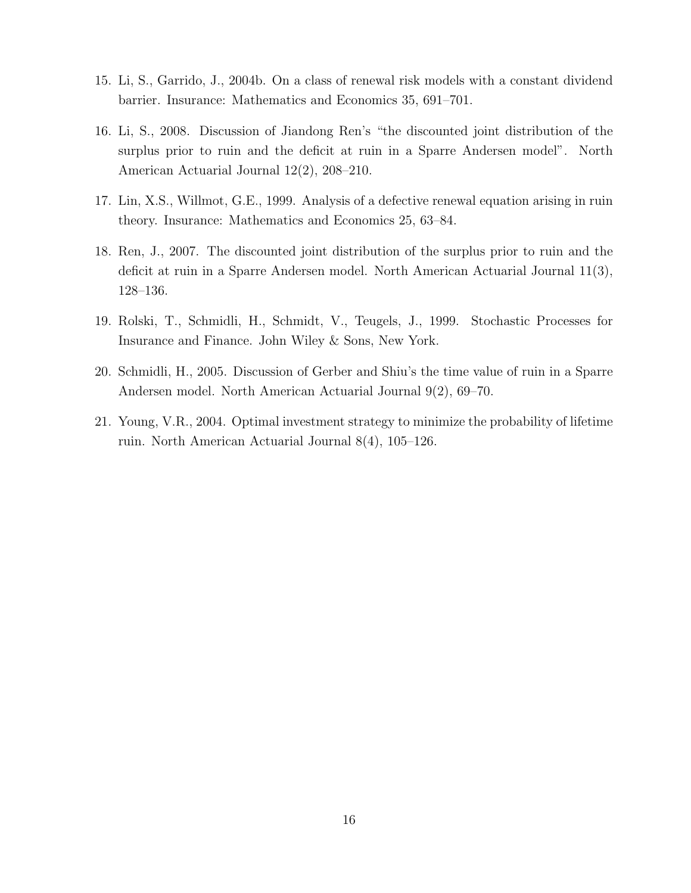15. Li, S., Garrido, J., 2004b. On a class of renewal risk models with a constant dividend barrier. Insurance: Mathematics and Economics 35, 691–701.

16. Li, S., 2008. Discussion of Jiandong Ren's "the discounted joint distribution of the surplus prior to ruin and the deficit at ruin in a Sparre Andersen model". North American Actuarial Journal 12(2), 208–210.

17. Lin, X.S., Willmot, G.E., 1999. Analysis of a defective renewal equation arising in ruin theory. Insurance: Mathematics and Economics 25, 63–84.

18. Ren, J., 2007. The discounted joint distribution of the surplus prior to ruin and the deficit at ruin in a Sparre Andersen model. North American Actuarial Journal 11(3), 128–136.

19. Rolski, T., Schmidli, H., Schmidt, V., Teugels, J., 1999. Stochastic Processes for Insurance and Finance. John Wiley & Sons, New York.

20. Schmidli, H., 2005. Discussion of Gerber and Shiu's the time value of ruin in a Sparre Andersen model. North American Actuarial Journal 9(2), 69–70.

21. Young, V.R., 2004. Optimal investment strategy to minimize the probability of lifetime ruin. North American Actuarial Journal 8(4), 105–126.